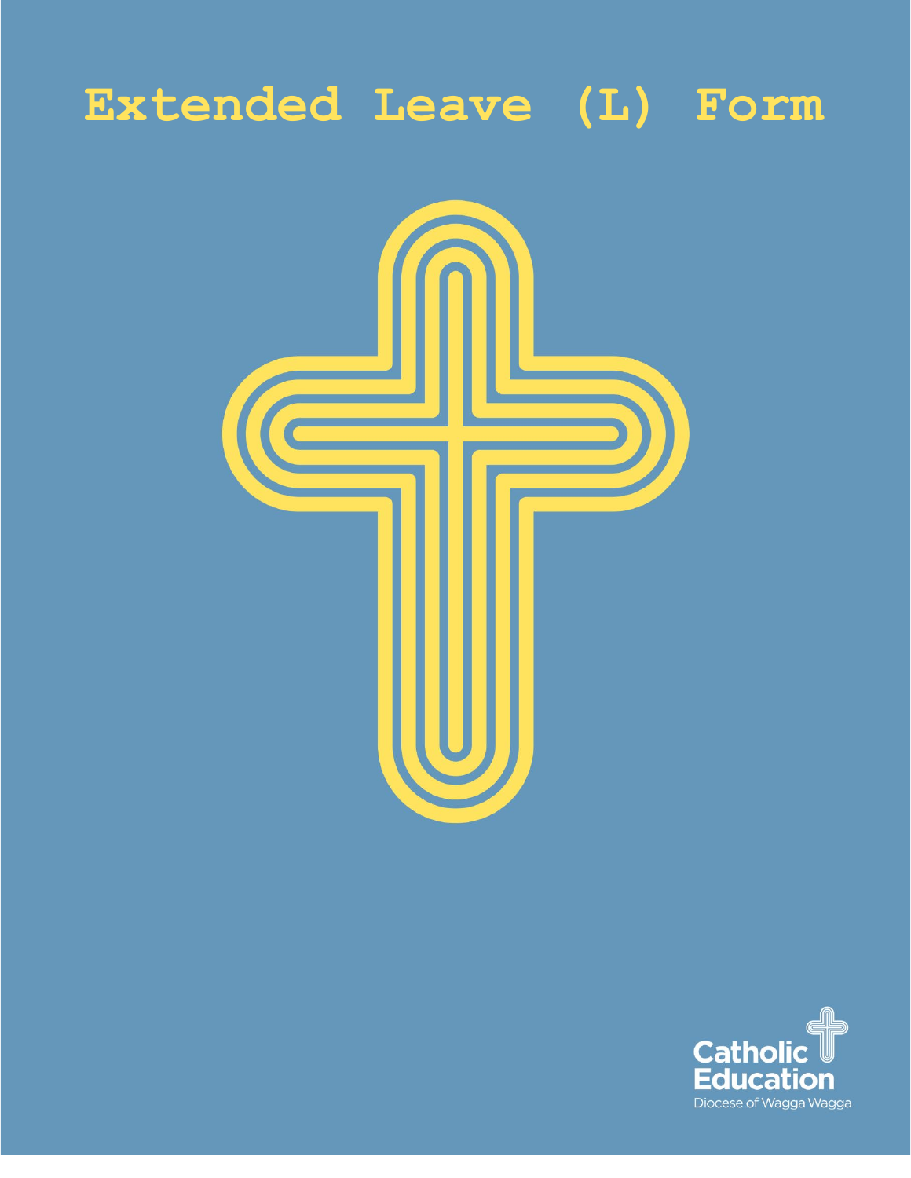# Extended Leave (L) Form

Catholic Education

Diocese of Wagga Wagga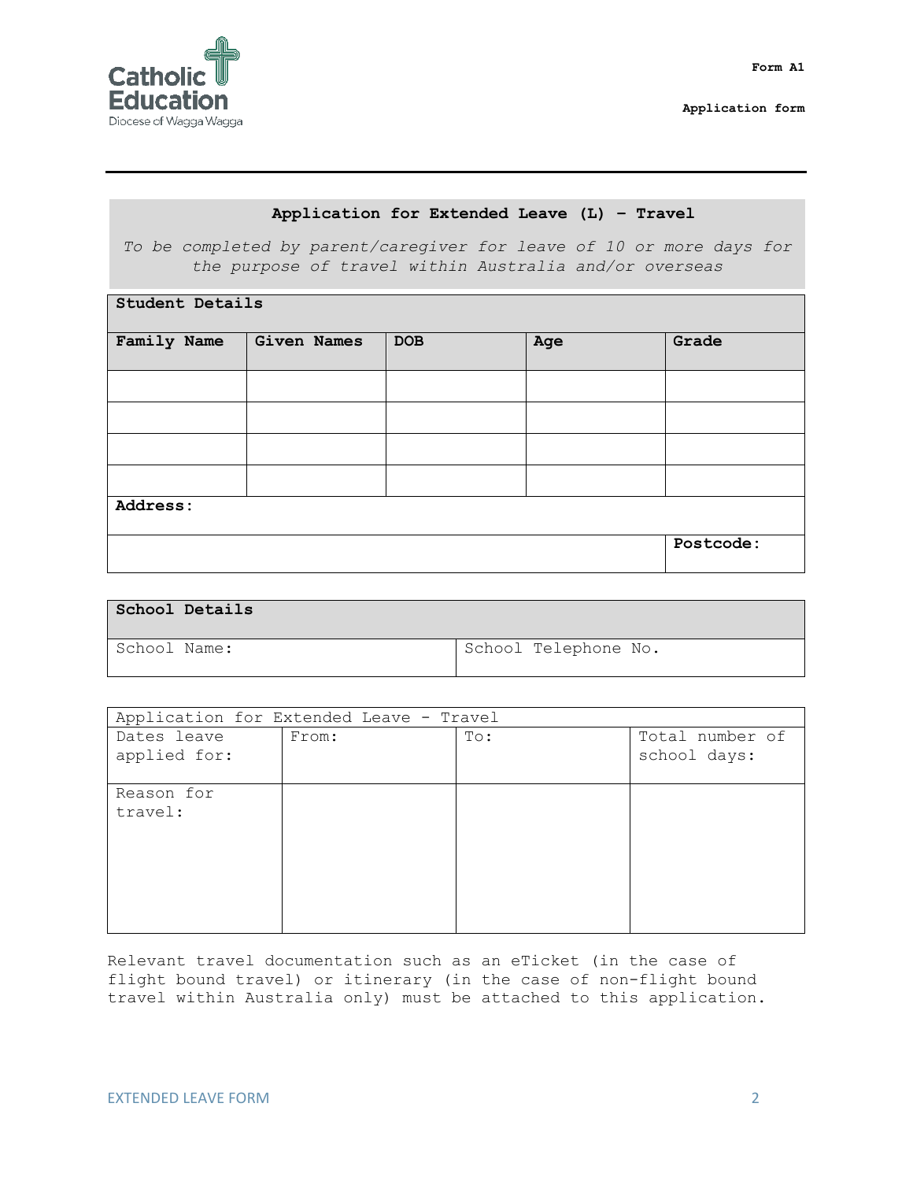Form A1

Application form

## Application for Extended Leave (L) – Travel

*To be completed by parent/caregiver for leave of 10 or more days for the purpose of travel within Australia and/or overseas*

| **Student Details** | | | | |
|---|---|---|---|---|
| **Family Name** | **Given Names** | **DOB** | **Age** | **Grade** |
| | | | | |
| | | | | |
| | | | | |
| | | | | |
| **Address:** | | | | |
| | | | | **Postcode:** |

| **School Details** | |
|---|---|
| School Name: | School Telephone No. |

| Application for Extended Leave - Travel | | | |
|---|---|---|---|
| Dates leave applied for: | From: | To: | Total number of school days: |
| Reason for travel: | | | |

Relevant travel documentation such as an eTicket (in the case of flight bound travel) or itinerary (in the case of non-flight bound travel within Australia only) must be attached to this application.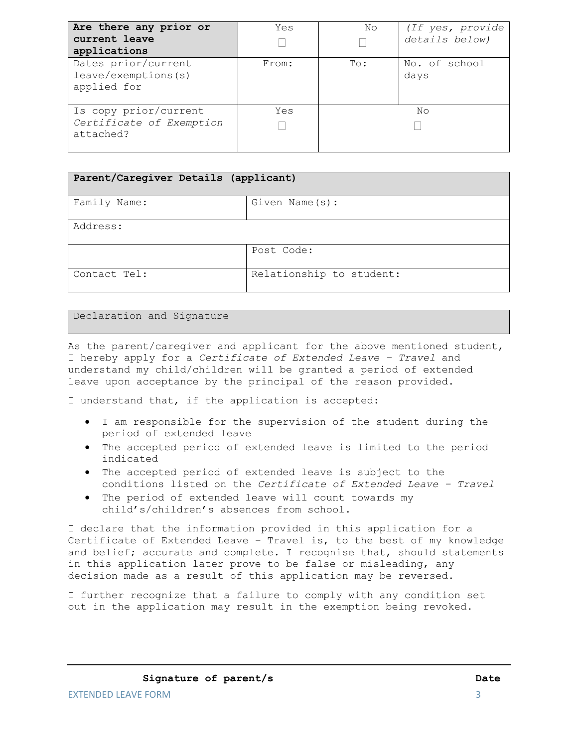| **Are there any prior or current leave applications** | Yes ☐ | No ☐ | *(If yes, provide details below)* |
| --- | --- | --- | --- |
| Dates prior/current leave/exemptions(s) applied for | From: | To: | No. of school days |
| Is copy prior/current *Certificate of Exemption* attached? | Yes ☐ | No ☐ | |

| **Parent/Caregiver Details (applicant)** | |
| --- | --- |
| Family Name: | Given Name(s): |
| Address: | |
| | Post Code: |
| Contact Tel: | Relationship to student: |

| Declaration and Signature |
| --- |

As the parent/caregiver and applicant for the above mentioned student, I hereby apply for a *Certificate of Extended Leave – Travel* and understand my child/children will be granted a period of extended leave upon acceptance by the principal of the reason provided.

I understand that, if the application is accepted:

- I am responsible for the supervision of the student during the period of extended leave
- The accepted period of extended leave is limited to the period indicated
- The accepted period of extended leave is subject to the conditions listed on the *Certificate of Extended Leave – Travel*
- The period of extended leave will count towards my child's/children's absences from school.

I declare that the information provided in this application for a Certificate of Extended Leave – Travel is, to the best of my knowledge and belief; accurate and complete. I recognise that, should statements in this application later prove to be false or misleading, any decision made as a result of this application may be reversed.

I further recognize that a failure to comply with any condition set out in the application may result in the exemption being revoked.

**Signature of parent/s** **Date**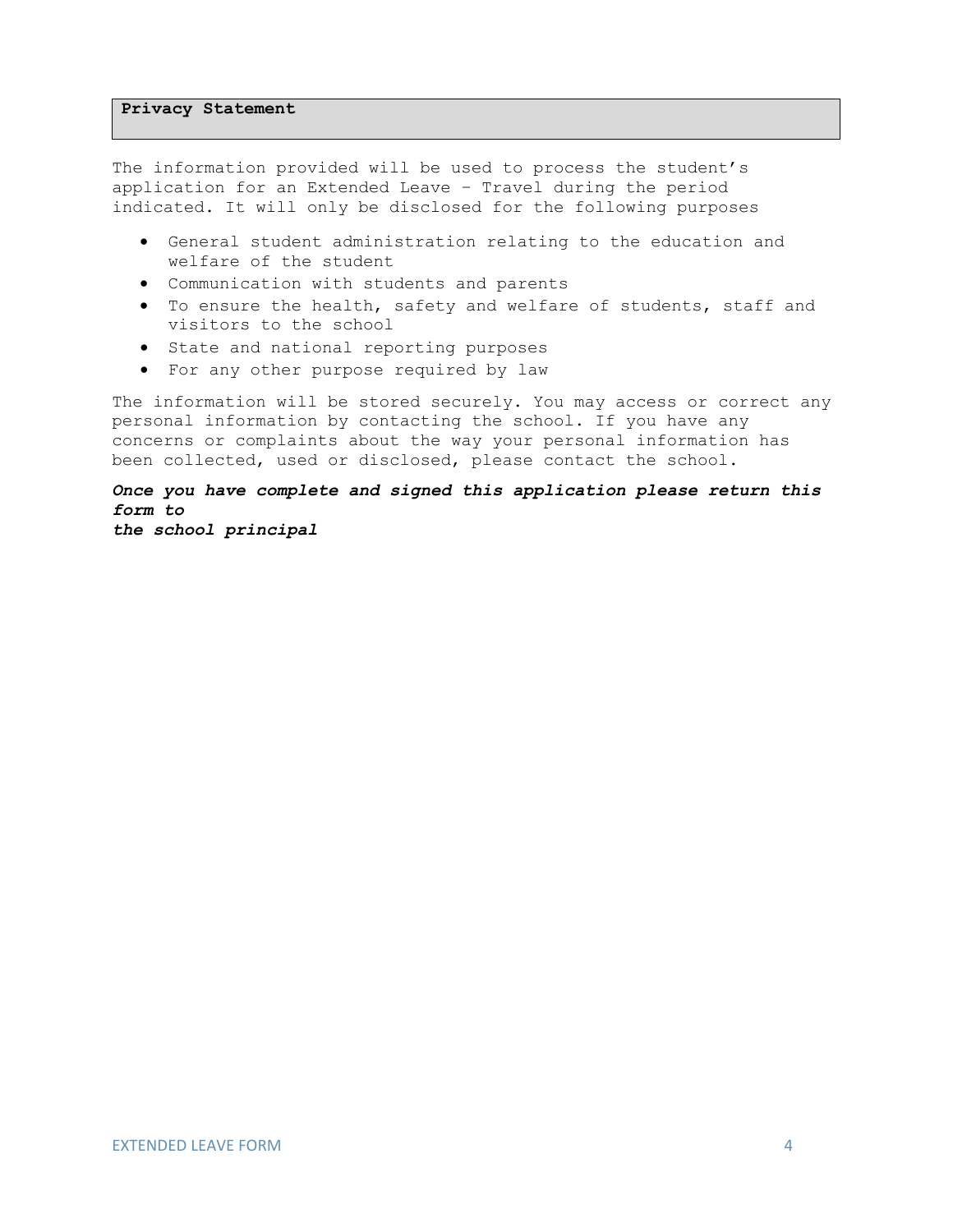## Privacy Statement

The information provided will be used to process the student's application for an Extended Leave – Travel during the period indicated. It will only be disclosed for the following purposes

- General student administration relating to the education and welfare of the student
- Communication with students and parents
- To ensure the health, safety and welfare of students, staff and visitors to the school
- State and national reporting purposes
- For any other purpose required by law

The information will be stored securely. You may access or correct any personal information by contacting the school. If you have any concerns or complaints about the way your personal information has been collected, used or disclosed, please contact the school.

***Once you have complete and signed this application please return this form to the school principal***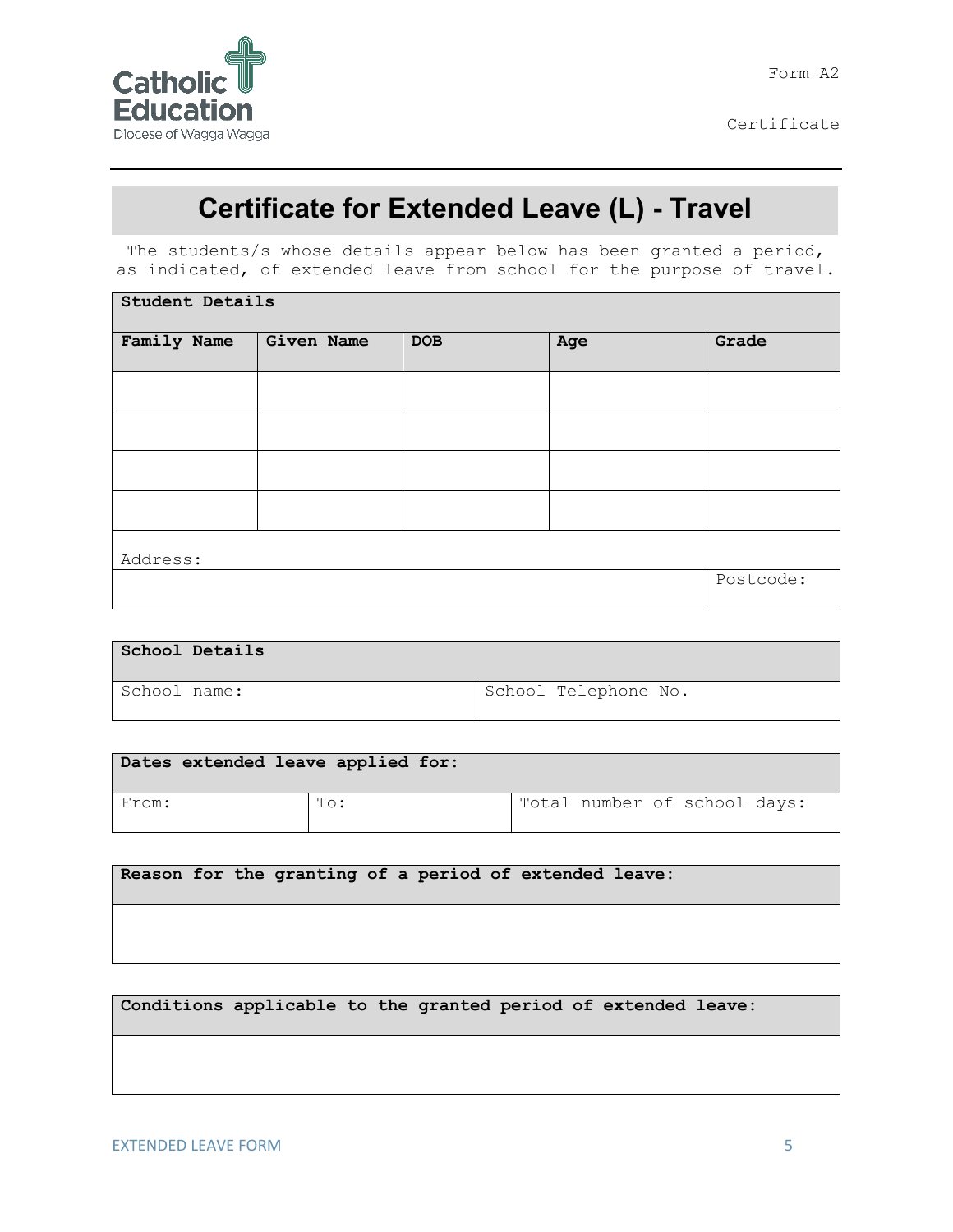Form A2

Certificate

# Certificate for Extended Leave (L) - Travel

The students/s whose details appear below has been granted a period, as indicated, of extended leave from school for the purpose of travel.

| **Student Details** | | | | |
|---|---|---|---|---|
| **Family Name** | **Given Name** | **DOB** | **Age** | **Grade** |
| | | | | |
| | | | | |
| | | | | |
| | | | | |
| Address: | | | | |
| | | | | Postcode: |

| **School Details** | |
|---|---|
| School name: | School Telephone No. |

| **Dates extended leave applied for:** | | |
|---|---|---|
| From: | To: | Total number of school days: |

| **Reason for the granting of a period of extended leave:** |
|---|
| |

| **Conditions applicable to the granted period of extended leave:** |
|---|
| |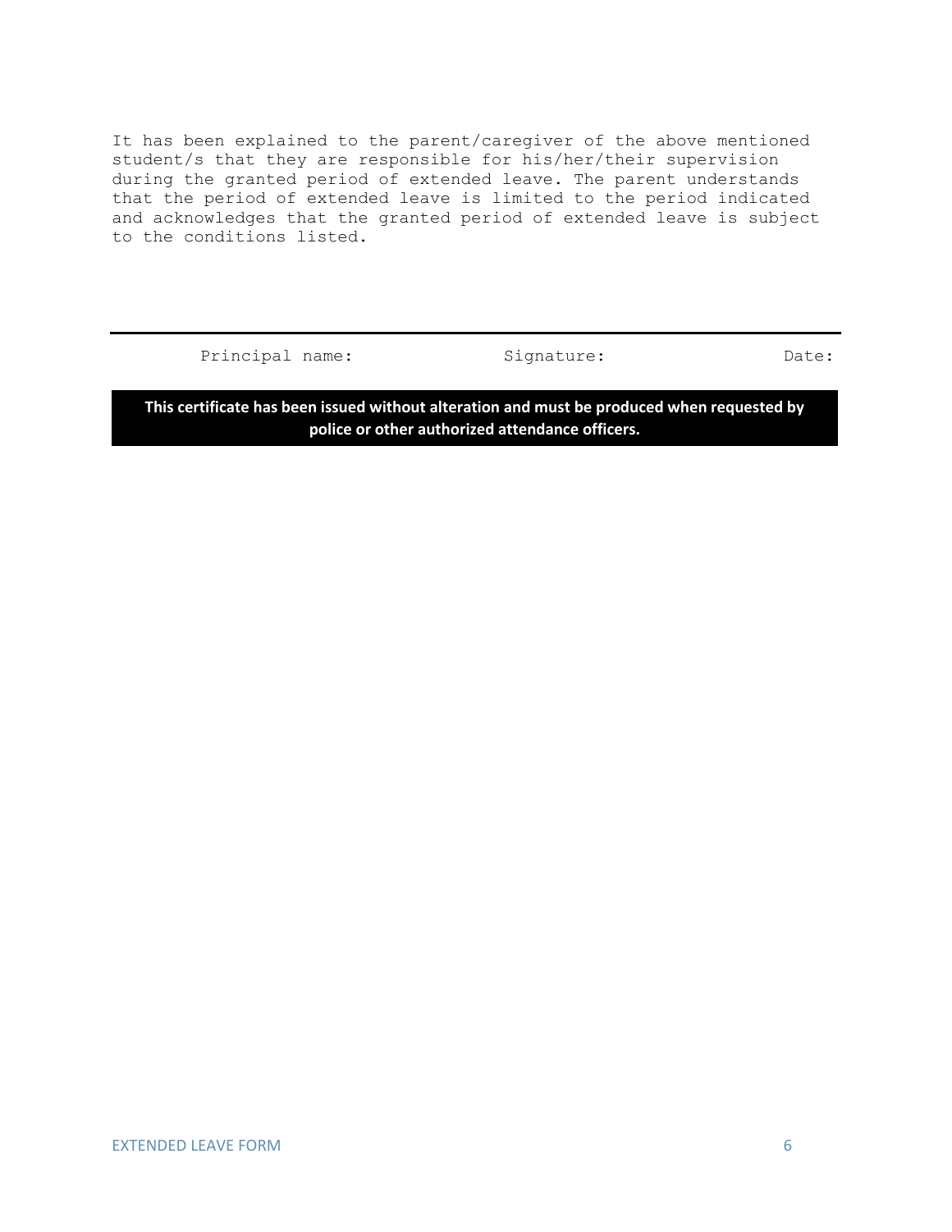It has been explained to the parent/caregiver of the above mentioned student/s that they are responsible for his/her/their supervision during the granted period of extended leave. The parent understands that the period of extended leave is limited to the period indicated and acknowledges that the granted period of extended leave is subject to the conditions listed.

---

| Principal name: | Signature: | Date: |
|---|---|---|

**This certificate has been issued without alteration and must be produced when requested by police or other authorized attendance officers.**